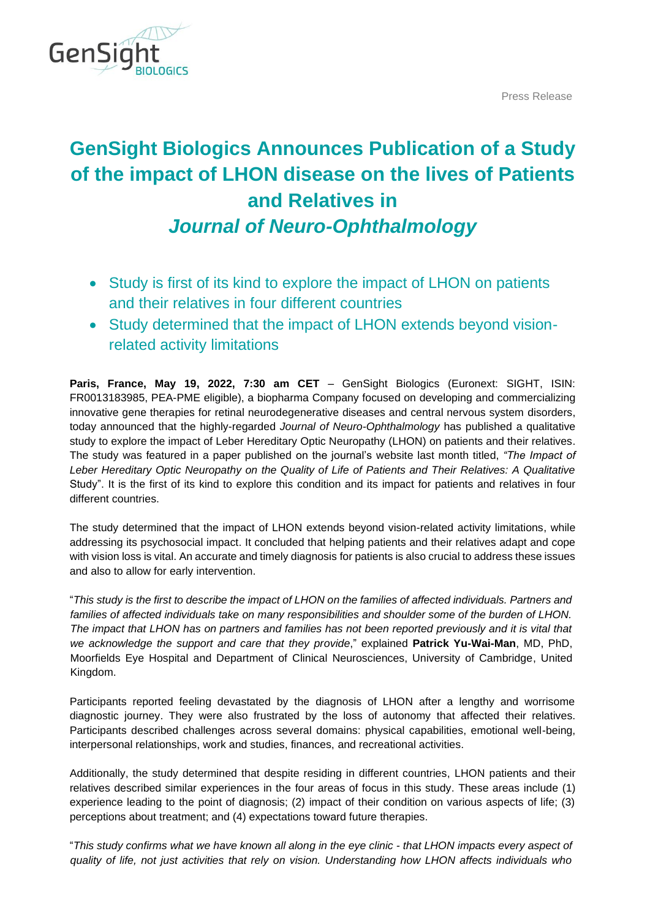GenSight BIOLOGICS

Press Release

# GenSight Biologics Announces Publication of a Study of the impact of LHON disease on the lives of Patients and Relatives in *Journal of Neuro-Ophthalmology*

- Study is first of its kind to explore the impact of LHON on patients and their relatives in four different countries
- Study determined that the impact of LHON extends beyond vision-related activity limitations

**Paris, France, May 19, 2022, 7:30 am CET** – GenSight Biologics (Euronext: SIGHT, ISIN: FR0013183985, PEA-PME eligible), a biopharma Company focused on developing and commercializing innovative gene therapies for retinal neurodegenerative diseases and central nervous system disorders, today announced that the highly-regarded *Journal of Neuro-Ophthalmology* has published a qualitative study to explore the impact of Leber Hereditary Optic Neuropathy (LHON) on patients and their relatives. The study was featured in a paper published on the journal's website last month titled, *"The Impact of Leber Hereditary Optic Neuropathy on the Quality of Life of Patients and Their Relatives: A Qualitative* Study". It is the first of its kind to explore this condition and its impact for patients and relatives in four different countries.

The study determined that the impact of LHON extends beyond vision-related activity limitations, while addressing its psychosocial impact. It concluded that helping patients and their relatives adapt and cope with vision loss is vital. An accurate and timely diagnosis for patients is also crucial to address these issues and also to allow for early intervention.

"*This study is the first to describe the impact of LHON on the families of affected individuals. Partners and families of affected individuals take on many responsibilities and shoulder some of the burden of LHON. The impact that LHON has on partners and families has not been reported previously and it is vital that we acknowledge the support and care that they provide*," explained **Patrick Yu-Wai-Man**, MD, PhD, Moorfields Eye Hospital and Department of Clinical Neurosciences, University of Cambridge, United Kingdom.

Participants reported feeling devastated by the diagnosis of LHON after a lengthy and worrisome diagnostic journey. They were also frustrated by the loss of autonomy that affected their relatives. Participants described challenges across several domains: physical capabilities, emotional well-being, interpersonal relationships, work and studies, finances, and recreational activities.

Additionally, the study determined that despite residing in different countries, LHON patients and their relatives described similar experiences in the four areas of focus in this study. These areas include (1) experience leading to the point of diagnosis; (2) impact of their condition on various aspects of life; (3) perceptions about treatment; and (4) expectations toward future therapies.

"*This study confirms what we have known all along in the eye clinic - that LHON impacts every aspect of quality of life, not just activities that rely on vision. Understanding how LHON affects individuals who*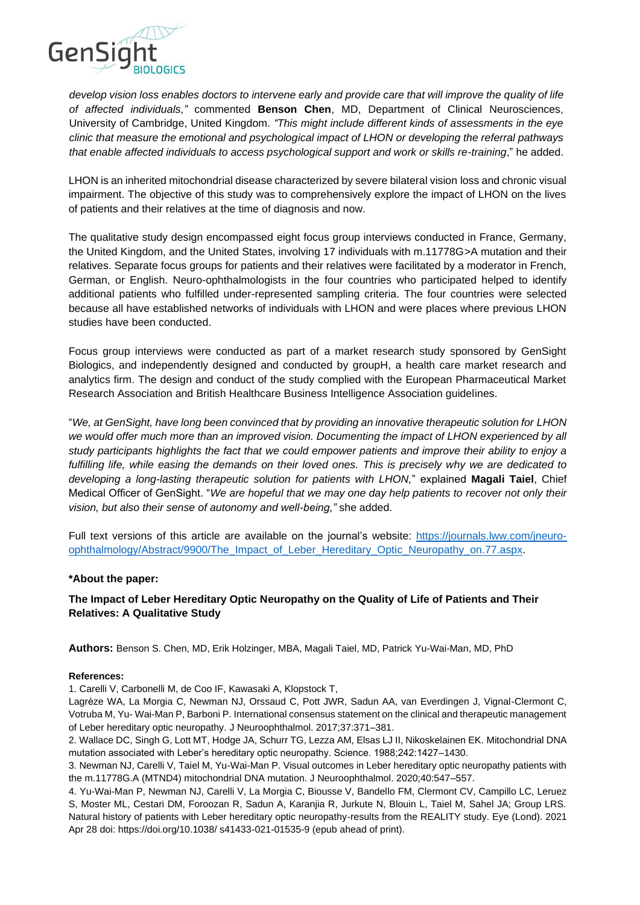*develop vision loss enables doctors to intervene early and provide care that will improve the quality of life of affected individuals,"* commented **Benson Chen**, MD, Department of Clinical Neurosciences, University of Cambridge, United Kingdom. *"This might include different kinds of assessments in the eye clinic that measure the emotional and psychological impact of LHON or developing the referral pathways that enable affected individuals to access psychological support and work or skills re-training*," he added.

LHON is an inherited mitochondrial disease characterized by severe bilateral vision loss and chronic visual impairment. The objective of this study was to comprehensively explore the impact of LHON on the lives of patients and their relatives at the time of diagnosis and now.

The qualitative study design encompassed eight focus group interviews conducted in France, Germany, the United Kingdom, and the United States, involving 17 individuals with m.11778G>A mutation and their relatives. Separate focus groups for patients and their relatives were facilitated by a moderator in French, German, or English. Neuro-ophthalmologists in the four countries who participated helped to identify additional patients who fulfilled under-represented sampling criteria. The four countries were selected because all have established networks of individuals with LHON and were places where previous LHON studies have been conducted.

Focus group interviews were conducted as part of a market research study sponsored by GenSight Biologics, and independently designed and conducted by groupH, a health care market research and analytics firm. The design and conduct of the study complied with the European Pharmaceutical Market Research Association and British Healthcare Business Intelligence Association guidelines.

"*We, at GenSight, have long been convinced that by providing an innovative therapeutic solution for LHON we would offer much more than an improved vision. Documenting the impact of LHON experienced by all study participants highlights the fact that we could empower patients and improve their ability to enjoy a fulfilling life, while easing the demands on their loved ones. This is precisely why we are dedicated to developing a long-lasting therapeutic solution for patients with LHON,*" explained **Magali Taiel**, Chief Medical Officer of GenSight. "*We are hopeful that we may one day help patients to recover not only their vision, but also their sense of autonomy and well-being,"* she added.

Full text versions of this article are available on the journal's website: [https://journals.lww.com/jneuro-ophthalmology/Abstract/9900/The_Impact_of_Leber_Hereditary_Optic_Neuropathy_on.77.aspx](https://journals.lww.com/jneuro-ophthalmology/Abstract/9900/The_Impact_of_Leber_Hereditary_Optic_Neuropathy_on.77.aspx).

**\*About the paper:**

**The Impact of Leber Hereditary Optic Neuropathy on the Quality of Life of Patients and Their Relatives: A Qualitative Study**

**Authors:** Benson S. Chen, MD, Erik Holzinger, MBA, Magali Taiel, MD, Patrick Yu-Wai-Man, MD, PhD

**References:**

1. Carelli V, Carbonelli M, de Coo IF, Kawasaki A, Klopstock T, Lagrèze WA, La Morgia C, Newman NJ, Orssaud C, Pott JWR, Sadun AA, van Everdingen J, Vignal-Clermont C, Votruba M, Yu- Wai-Man P, Barboni P. International consensus statement on the clinical and therapeutic management of Leber hereditary optic neuropathy. J Neuroophthalmol. 2017;37:371–381.
2. Wallace DC, Singh G, Lott MT, Hodge JA, Schurr TG, Lezza AM, Elsas LJ II, Nikoskelainen EK. Mitochondrial DNA mutation associated with Leber's hereditary optic neuropathy. Science. 1988;242:1427–1430.
3. Newman NJ, Carelli V, Taiel M, Yu-Wai-Man P. Visual outcomes in Leber hereditary optic neuropathy patients with the m.11778G.A (MTND4) mitochondrial DNA mutation. J Neuroophthalmol. 2020;40:547–557.
4. Yu-Wai-Man P, Newman NJ, Carelli V, La Morgia C, Biousse V, Bandello FM, Clermont CV, Campillo LC, Leruez S, Moster ML, Cestari DM, Foroozan R, Sadun A, Karanjia R, Jurkute N, Blouin L, Taiel M, Sahel JA; Group LRS. Natural history of patients with Leber hereditary optic neuropathy-results from the REALITY study. Eye (Lond). 2021 Apr 28 doi: https://doi.org/10.1038/ s41433-021-01535-9 (epub ahead of print).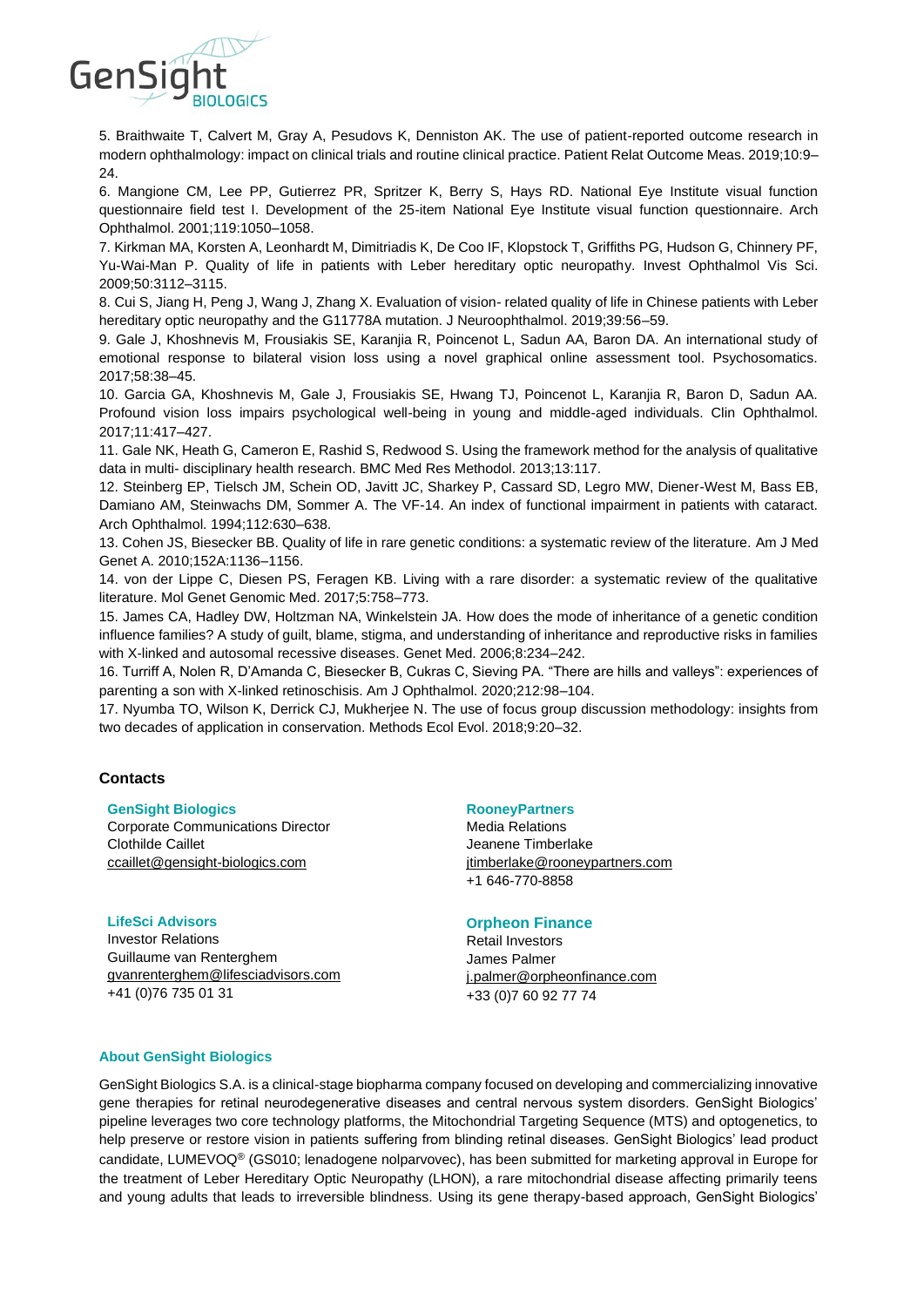5. Braithwaite T, Calvert M, Gray A, Pesudovs K, Denniston AK. The use of patient-reported outcome research in modern ophthalmology: impact on clinical trials and routine clinical practice. Patient Relat Outcome Meas. 2019;10:9–24.

6. Mangione CM, Lee PP, Gutierrez PR, Spritzer K, Berry S, Hays RD. National Eye Institute visual function questionnaire field test I. Development of the 25-item National Eye Institute visual function questionnaire. Arch Ophthalmol. 2001;119:1050–1058.

7. Kirkman MA, Korsten A, Leonhardt M, Dimitriadis K, De Coo IF, Klopstock T, Griffiths PG, Hudson G, Chinnery PF, Yu-Wai-Man P. Quality of life in patients with Leber hereditary optic neuropathy. Invest Ophthalmol Vis Sci. 2009;50:3112–3115.

8. Cui S, Jiang H, Peng J, Wang J, Zhang X. Evaluation of vision- related quality of life in Chinese patients with Leber hereditary optic neuropathy and the G11778A mutation. J Neuroophthalmol. 2019;39:56–59.

9. Gale J, Khoshnevis M, Frousiakis SE, Karanjia R, Poincenot L, Sadun AA, Baron DA. An international study of emotional response to bilateral vision loss using a novel graphical online assessment tool. Psychosomatics. 2017;58:38–45.

10. Garcia GA, Khoshnevis M, Gale J, Frousiakis SE, Hwang TJ, Poincenot L, Karanjia R, Baron D, Sadun AA. Profound vision loss impairs psychological well-being in young and middle-aged individuals. Clin Ophthalmol. 2017;11:417–427.

11. Gale NK, Heath G, Cameron E, Rashid S, Redwood S. Using the framework method for the analysis of qualitative data in multi- disciplinary health research. BMC Med Res Methodol. 2013;13:117.

12. Steinberg EP, Tielsch JM, Schein OD, Javitt JC, Sharkey P, Cassard SD, Legro MW, Diener-West M, Bass EB, Damiano AM, Steinwachs DM, Sommer A. The VF-14. An index of functional impairment in patients with cataract. Arch Ophthalmol. 1994;112:630–638.

13. Cohen JS, Biesecker BB. Quality of life in rare genetic conditions: a systematic review of the literature. Am J Med Genet A. 2010;152A:1136–1156.

14. von der Lippe C, Diesen PS, Feragen KB. Living with a rare disorder: a systematic review of the qualitative literature. Mol Genet Genomic Med. 2017;5:758–773.

15. James CA, Hadley DW, Holtzman NA, Winkelstein JA. How does the mode of inheritance of a genetic condition influence families? A study of guilt, blame, stigma, and understanding of inheritance and reproductive risks in families with X-linked and autosomal recessive diseases. Genet Med. 2006;8:234–242.

16. Turriff A, Nolen R, D'Amanda C, Biesecker B, Cukras C, Sieving PA. "There are hills and valleys": experiences of parenting a son with X-linked retinoschisis. Am J Ophthalmol. 2020;212:98–104.

17. Nyumba TO, Wilson K, Derrick CJ, Mukherjee N. The use of focus group discussion methodology: insights from two decades of application in conservation. Methods Ecol Evol. 2018;9:20–32.

### Contacts

**GenSight Biologics**
Corporate Communications Director
Clothilde Caillet
ccaillet@gensight-biologics.com

**RooneyPartners**
Media Relations
Jeanene Timberlake
jtimberlake@rooneypartners.com
+1 646-770-8858

**LifeSci Advisors**
Investor Relations
Guillaume van Renterghem
gvanrenterghem@lifesciadvisors.com
+41 (0)76 735 01 31

**Orpheon Finance**
Retail Investors
James Palmer
j.palmer@orpheonfinance.com
+33 (0)7 60 92 77 74

### About GenSight Biologics

GenSight Biologics S.A. is a clinical-stage biopharma company focused on developing and commercializing innovative gene therapies for retinal neurodegenerative diseases and central nervous system disorders. GenSight Biologics' pipeline leverages two core technology platforms, the Mitochondrial Targeting Sequence (MTS) and optogenetics, to help preserve or restore vision in patients suffering from blinding retinal diseases. GenSight Biologics' lead product candidate, LUMEVOQ® (GS010; lenadogene nolparvovec), has been submitted for marketing approval in Europe for the treatment of Leber Hereditary Optic Neuropathy (LHON), a rare mitochondrial disease affecting primarily teens and young adults that leads to irreversible blindness. Using its gene therapy-based approach, GenSight Biologics'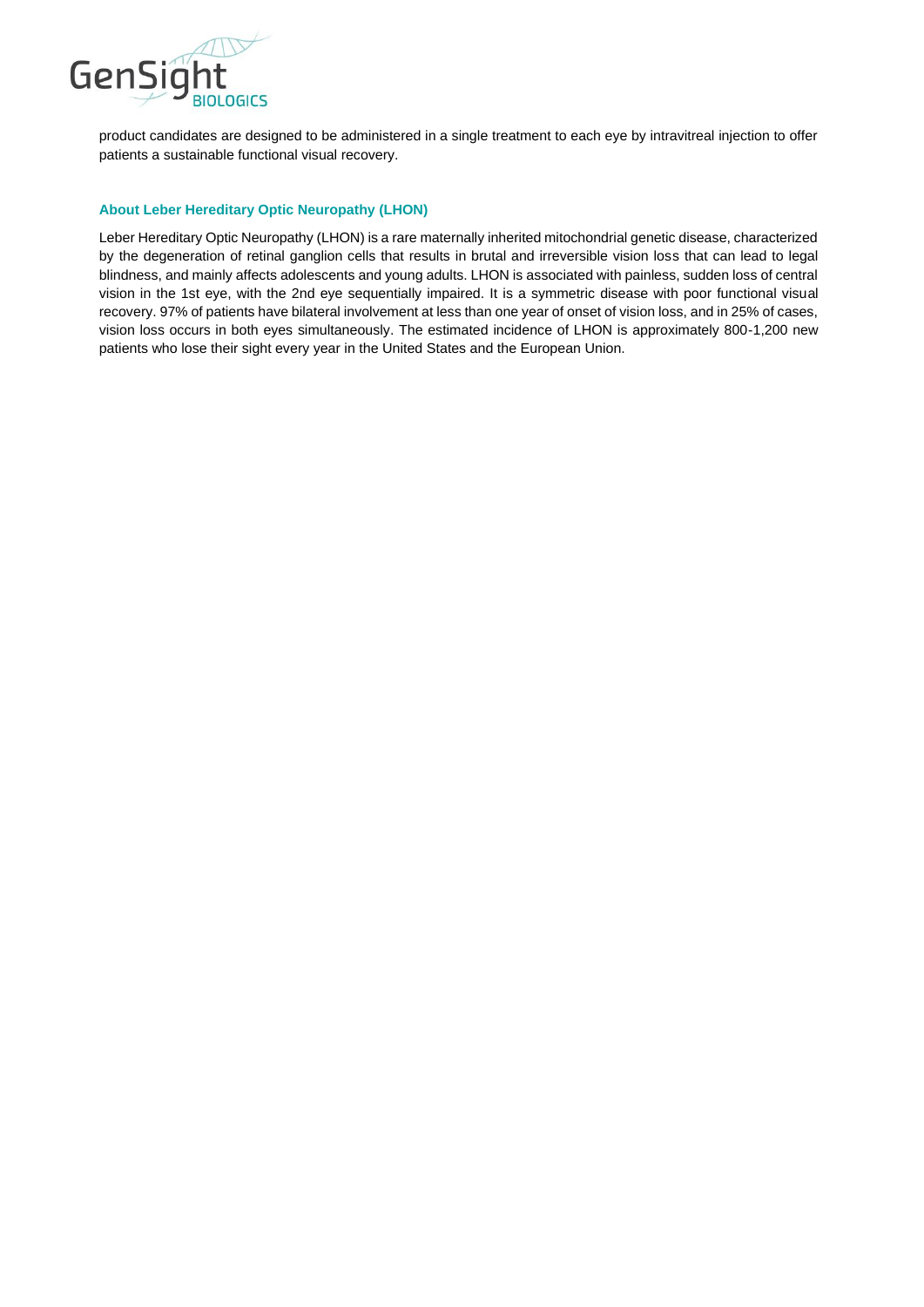product candidates are designed to be administered in a single treatment to each eye by intravitreal injection to offer patients a sustainable functional visual recovery.

### About Leber Hereditary Optic Neuropathy (LHON)

Leber Hereditary Optic Neuropathy (LHON) is a rare maternally inherited mitochondrial genetic disease, characterized by the degeneration of retinal ganglion cells that results in brutal and irreversible vision loss that can lead to legal blindness, and mainly affects adolescents and young adults. LHON is associated with painless, sudden loss of central vision in the 1st eye, with the 2nd eye sequentially impaired. It is a symmetric disease with poor functional visual recovery. 97% of patients have bilateral involvement at less than one year of onset of vision loss, and in 25% of cases, vision loss occurs in both eyes simultaneously. The estimated incidence of LHON is approximately 800-1,200 new patients who lose their sight every year in the United States and the European Union.